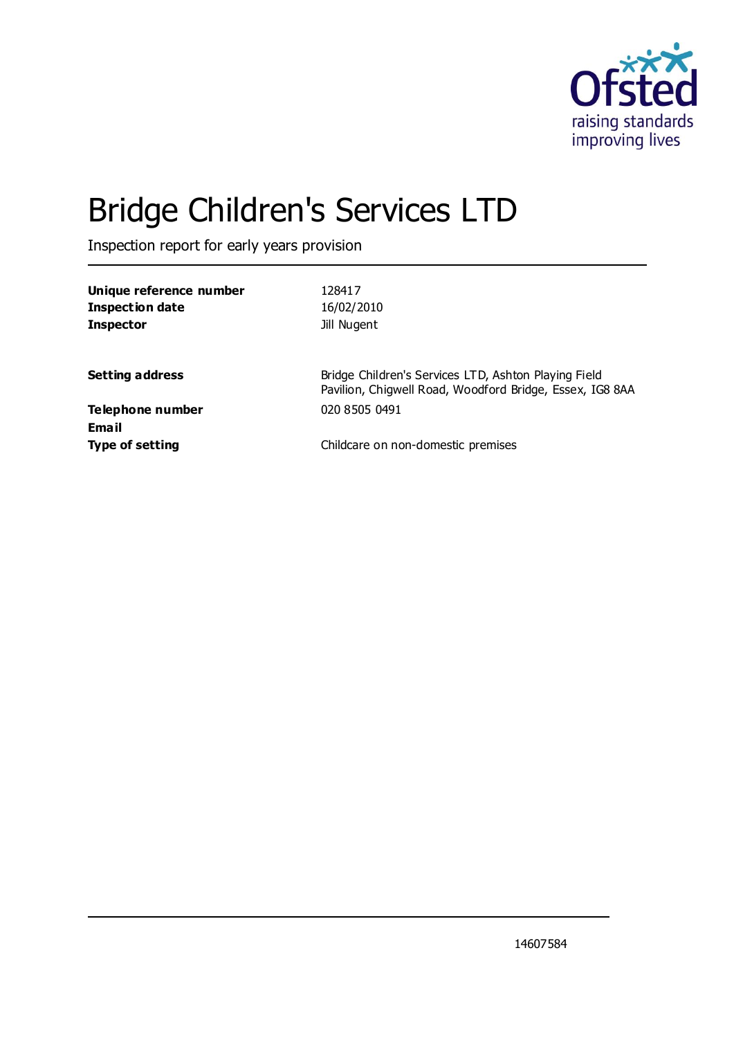# Bridge Children's Services LTD

Inspection report for early years provision

| | |
|---|---|
| **Unique reference number** | 128417 |
| **Inspection date** | 16/02/2010 |
| **Inspector** | Jill Nugent |
| | |
| **Setting address** | Bridge Children's Services LTD, Ashton Playing Field Pavilion, Chigwell Road, Woodford Bridge, Essex, IG8 8AA |
| **Telephone number** | 020 8505 0491 |
| **Email** | |
| **Type of setting** | Childcare on non-domestic premises |

14607584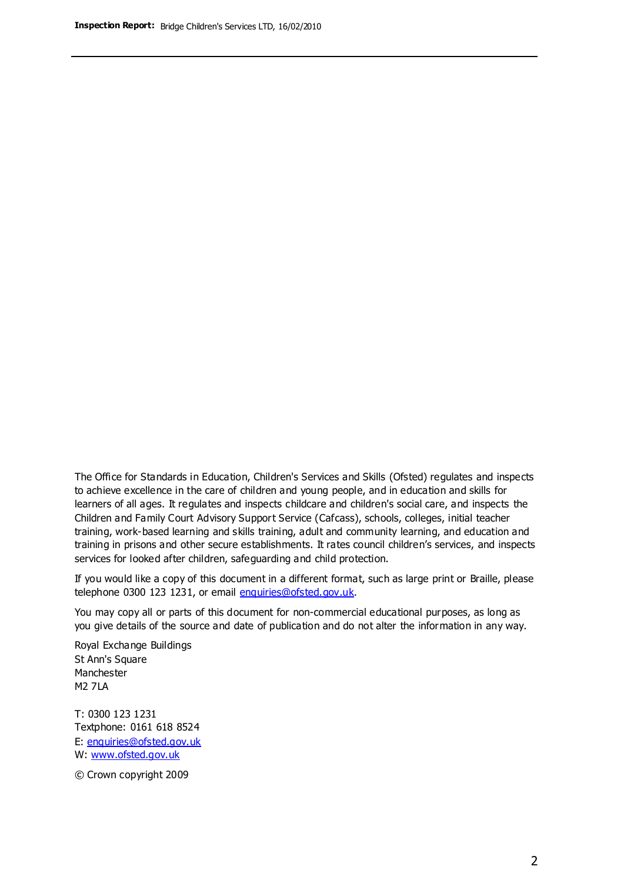The Office for Standards in Education, Children's Services and Skills (Ofsted) regulates and inspects to achieve excellence in the care of children and young people, and in education and skills for learners of all ages. It regulates and inspects childcare and children's social care, and inspects the Children and Family Court Advisory Support Service (Cafcass), schools, colleges, initial teacher training, work-based learning and skills training, adult and community learning, and education and training in prisons and other secure establishments. It rates council children's services, and inspects services for looked after children, safeguarding and child protection.

If you would like a copy of this document in a different format, such as large print or Braille, please telephone 0300 123 1231, or email enquiries@ofsted.gov.uk.

You may copy all or parts of this document for non-commercial educational purposes, as long as you give details of the source and date of publication and do not alter the information in any way.

Royal Exchange Buildings
St Ann's Square
Manchester
M2 7LA

T: 0300 123 1231
Textphone: 0161 618 8524
E: enquiries@ofsted.gov.uk
W: www.ofsted.gov.uk

© Crown copyright 2009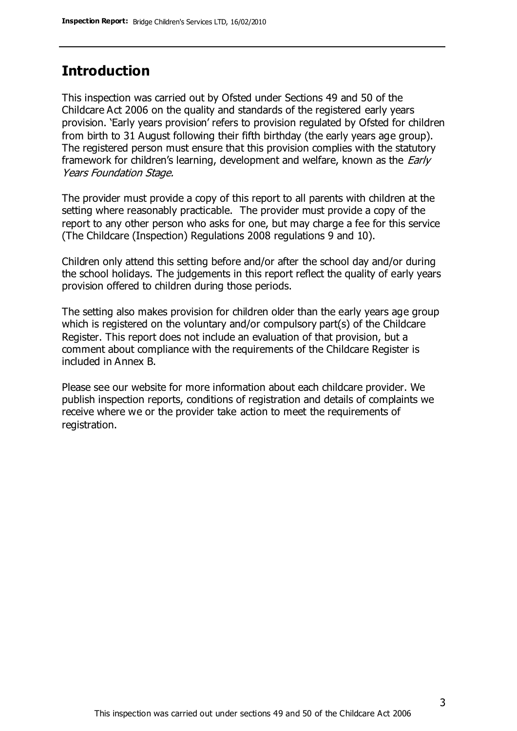## Introduction

This inspection was carried out by Ofsted under Sections 49 and 50 of the Childcare Act 2006 on the quality and standards of the registered early years provision. 'Early years provision' refers to provision regulated by Ofsted for children from birth to 31 August following their fifth birthday (the early years age group). The registered person must ensure that this provision complies with the statutory framework for children's learning, development and welfare, known as the *Early Years Foundation Stage.*

The provider must provide a copy of this report to all parents with children at the setting where reasonably practicable. The provider must provide a copy of the report to any other person who asks for one, but may charge a fee for this service (The Childcare (Inspection) Regulations 2008 regulations 9 and 10).

Children only attend this setting before and/or after the school day and/or during the school holidays. The judgements in this report reflect the quality of early years provision offered to children during those periods.

The setting also makes provision for children older than the early years age group which is registered on the voluntary and/or compulsory part(s) of the Childcare Register. This report does not include an evaluation of that provision, but a comment about compliance with the requirements of the Childcare Register is included in Annex B.

Please see our website for more information about each childcare provider. We publish inspection reports, conditions of registration and details of complaints we receive where we or the provider take action to meet the requirements of registration.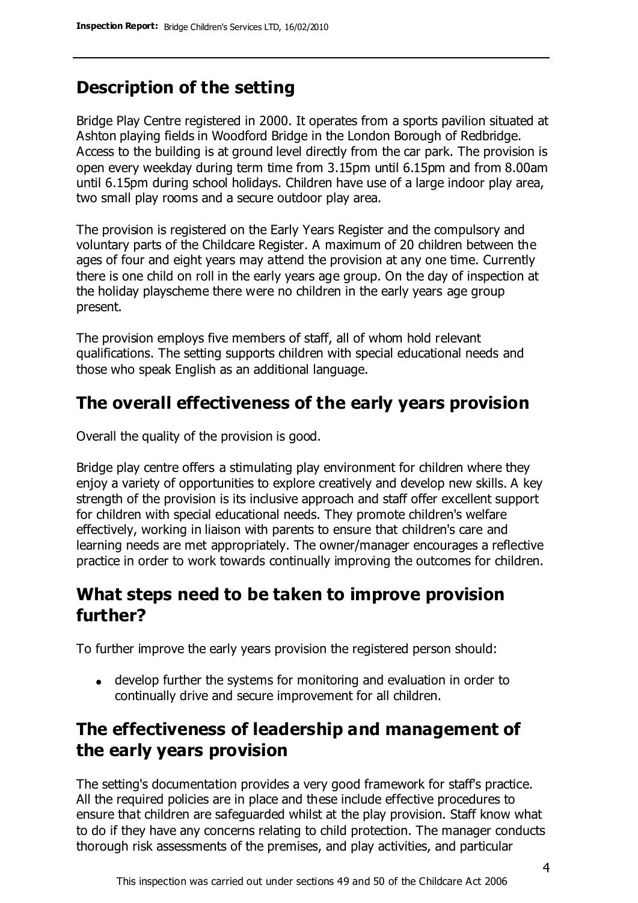## Description of the setting

Bridge Play Centre registered in 2000. It operates from a sports pavilion situated at Ashton playing fields in Woodford Bridge in the London Borough of Redbridge. Access to the building is at ground level directly from the car park. The provision is open every weekday during term time from 3.15pm until 6.15pm and from 8.00am until 6.15pm during school holidays. Children have use of a large indoor play area, two small play rooms and a secure outdoor play area.

The provision is registered on the Early Years Register and the compulsory and voluntary parts of the Childcare Register. A maximum of 20 children between the ages of four and eight years may attend the provision at any one time. Currently there is one child on roll in the early years age group. On the day of inspection at the holiday playscheme there were no children in the early years age group present.

The provision employs five members of staff, all of whom hold relevant qualifications. The setting supports children with special educational needs and those who speak English as an additional language.

## The overall effectiveness of the early years provision

Overall the quality of the provision is good.

Bridge play centre offers a stimulating play environment for children where they enjoy a variety of opportunities to explore creatively and develop new skills. A key strength of the provision is its inclusive approach and staff offer excellent support for children with special educational needs. They promote children's welfare effectively, working in liaison with parents to ensure that children's care and learning needs are met appropriately. The owner/manager encourages a reflective practice in order to work towards continually improving the outcomes for children.

## What steps need to be taken to improve provision further?

To further improve the early years provision the registered person should:

- develop further the systems for monitoring and evaluation in order to continually drive and secure improvement for all children.

## The effectiveness of leadership and management of the early years provision

The setting's documentation provides a very good framework for staff's practice. All the required policies are in place and these include effective procedures to ensure that children are safeguarded whilst at the play provision. Staff know what to do if they have any concerns relating to child protection. The manager conducts thorough risk assessments of the premises, and play activities, and particular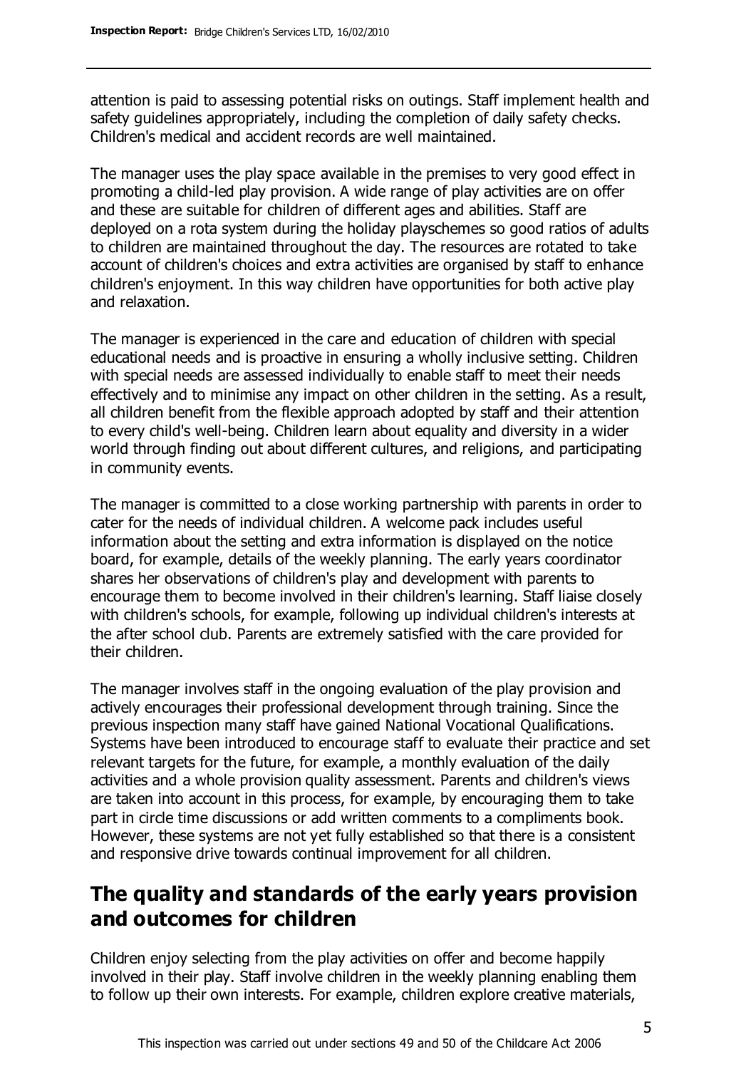attention is paid to assessing potential risks on outings. Staff implement health and safety guidelines appropriately, including the completion of daily safety checks. Children's medical and accident records are well maintained.

The manager uses the play space available in the premises to very good effect in promoting a child-led play provision. A wide range of play activities are on offer and these are suitable for children of different ages and abilities. Staff are deployed on a rota system during the holiday playschemes so good ratios of adults to children are maintained throughout the day. The resources are rotated to take account of children's choices and extra activities are organised by staff to enhance children's enjoyment. In this way children have opportunities for both active play and relaxation.

The manager is experienced in the care and education of children with special educational needs and is proactive in ensuring a wholly inclusive setting. Children with special needs are assessed individually to enable staff to meet their needs effectively and to minimise any impact on other children in the setting. As a result, all children benefit from the flexible approach adopted by staff and their attention to every child's well-being. Children learn about equality and diversity in a wider world through finding out about different cultures, and religions, and participating in community events.

The manager is committed to a close working partnership with parents in order to cater for the needs of individual children. A welcome pack includes useful information about the setting and extra information is displayed on the notice board, for example, details of the weekly planning. The early years coordinator shares her observations of children's play and development with parents to encourage them to become involved in their children's learning. Staff liaise closely with children's schools, for example, following up individual children's interests at the after school club. Parents are extremely satisfied with the care provided for their children.

The manager involves staff in the ongoing evaluation of the play provision and actively encourages their professional development through training. Since the previous inspection many staff have gained National Vocational Qualifications. Systems have been introduced to encourage staff to evaluate their practice and set relevant targets for the future, for example, a monthly evaluation of the daily activities and a whole provision quality assessment. Parents and children's views are taken into account in this process, for example, by encouraging them to take part in circle time discussions or add written comments to a compliments book. However, these systems are not yet fully established so that there is a consistent and responsive drive towards continual improvement for all children.

## The quality and standards of the early years provision and outcomes for children

Children enjoy selecting from the play activities on offer and become happily involved in their play. Staff involve children in the weekly planning enabling them to follow up their own interests. For example, children explore creative materials,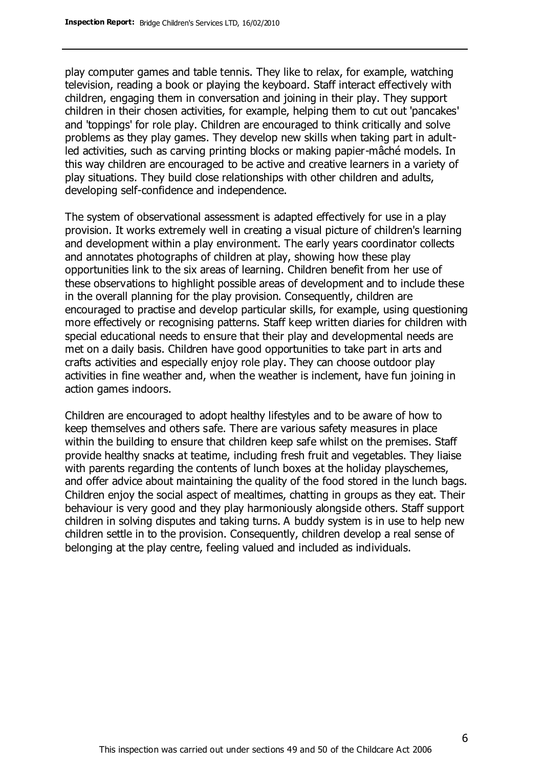play computer games and table tennis. They like to relax, for example, watching television, reading a book or playing the keyboard. Staff interact effectively with children, engaging them in conversation and joining in their play. They support children in their chosen activities, for example, helping them to cut out 'pancakes' and 'toppings' for role play. Children are encouraged to think critically and solve problems as they play games. They develop new skills when taking part in adult-led activities, such as carving printing blocks or making papier-mâché models. In this way children are encouraged to be active and creative learners in a variety of play situations. They build close relationships with other children and adults, developing self-confidence and independence.

The system of observational assessment is adapted effectively for use in a play provision. It works extremely well in creating a visual picture of children's learning and development within a play environment. The early years coordinator collects and annotates photographs of children at play, showing how these play opportunities link to the six areas of learning. Children benefit from her use of these observations to highlight possible areas of development and to include these in the overall planning for the play provision. Consequently, children are encouraged to practise and develop particular skills, for example, using questioning more effectively or recognising patterns. Staff keep written diaries for children with special educational needs to ensure that their play and developmental needs are met on a daily basis. Children have good opportunities to take part in arts and crafts activities and especially enjoy role play. They can choose outdoor play activities in fine weather and, when the weather is inclement, have fun joining in action games indoors.

Children are encouraged to adopt healthy lifestyles and to be aware of how to keep themselves and others safe. There are various safety measures in place within the building to ensure that children keep safe whilst on the premises. Staff provide healthy snacks at teatime, including fresh fruit and vegetables. They liaise with parents regarding the contents of lunch boxes at the holiday playschemes, and offer advice about maintaining the quality of the food stored in the lunch bags. Children enjoy the social aspect of mealtimes, chatting in groups as they eat. Their behaviour is very good and they play harmoniously alongside others. Staff support children in solving disputes and taking turns. A buddy system is in use to help new children settle in to the provision. Consequently, children develop a real sense of belonging at the play centre, feeling valued and included as individuals.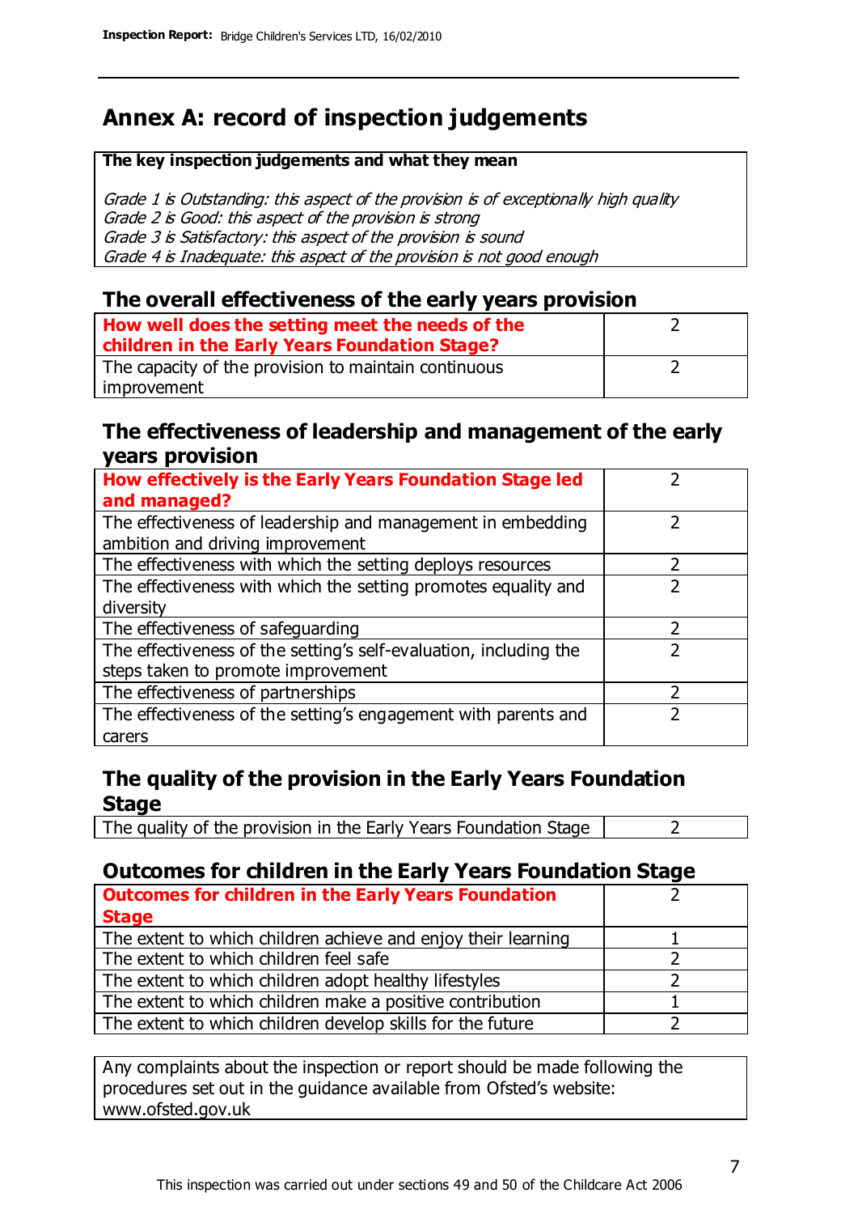# Annex A: record of inspection judgements

**The key inspection judgements and what they mean**

*Grade 1 is Outstanding: this aspect of the provision is of exceptionally high quality*
*Grade 2 is Good: this aspect of the provision is strong*
*Grade 3 is Satisfactory: this aspect of the provision is sound*
*Grade 4 is Inadequate: this aspect of the provision is not good enough*

## The overall effectiveness of the early years provision

| | |
|---|---|
| **How well does the setting meet the needs of the children in the Early Years Foundation Stage?** | 2 |
| The capacity of the provision to maintain continuous improvement | 2 |

## The effectiveness of leadership and management of the early years provision

| | |
|---|---|
| **How effectively is the Early Years Foundation Stage led and managed?** | 2 |
| The effectiveness of leadership and management in embedding ambition and driving improvement | 2 |
| The effectiveness with which the setting deploys resources | 2 |
| The effectiveness with which the setting promotes equality and diversity | 2 |
| The effectiveness of safeguarding | 2 |
| The effectiveness of the setting's self-evaluation, including the steps taken to promote improvement | 2 |
| The effectiveness of partnerships | 2 |
| The effectiveness of the setting's engagement with parents and carers | 2 |

## The quality of the provision in the Early Years Foundation Stage

| | |
|---|---|
| The quality of the provision in the Early Years Foundation Stage | 2 |

## Outcomes for children in the Early Years Foundation Stage

| | |
|---|---|
| **Outcomes for children in the Early Years Foundation Stage** | 2 |
| The extent to which children achieve and enjoy their learning | 1 |
| The extent to which children feel safe | 2 |
| The extent to which children adopt healthy lifestyles | 2 |
| The extent to which children make a positive contribution | 1 |
| The extent to which children develop skills for the future | 2 |

Any complaints about the inspection or report should be made following the procedures set out in the guidance available from Ofsted's website: www.ofsted.gov.uk

This inspection was carried out under sections 49 and 50 of the Childcare Act 2006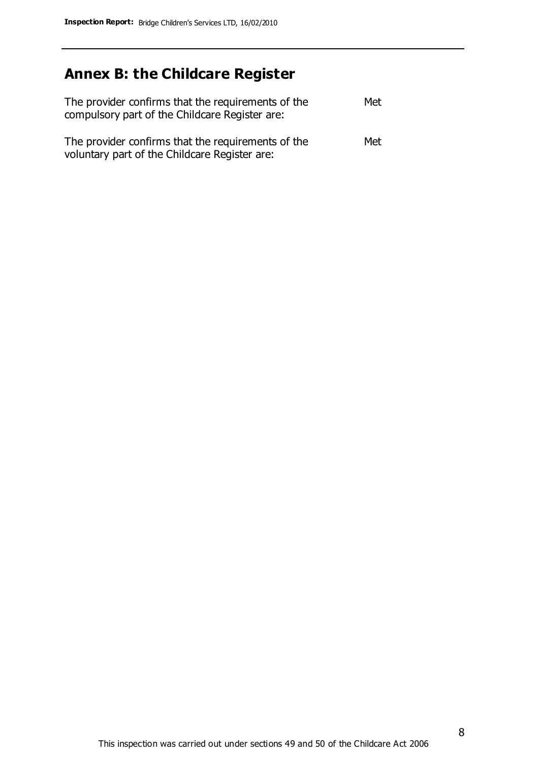## Annex B: the Childcare Register

| | |
|---|---|
| The provider confirms that the requirements of the compulsory part of the Childcare Register are: | Met |
| The provider confirms that the requirements of the voluntary part of the Childcare Register are: | Met |

This inspection was carried out under sections 49 and 50 of the Childcare Act 2006